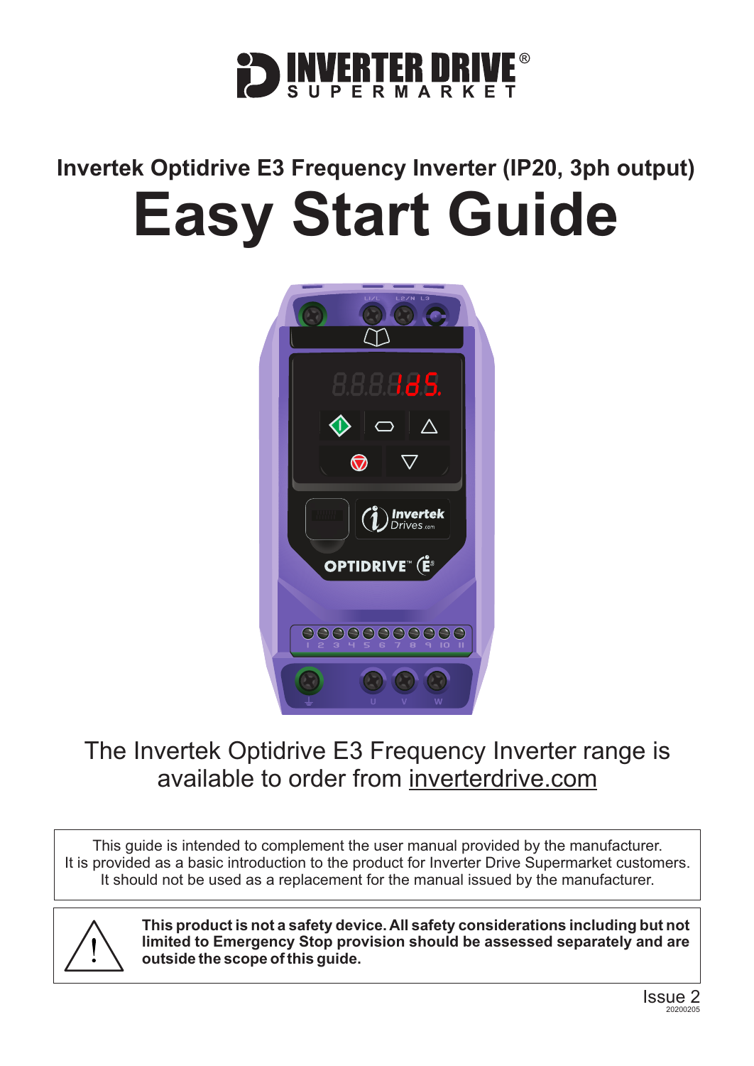INVERTER DRIVE® SUPERMARKET

## Invertek Optidrive E3 Frequency Inverter (IP20, 3ph output)

# Easy Start Guide

The Invertek Optidrive E3 Frequency Inverter range is available to order from inverterdrive.com

This guide is intended to complement the user manual provided by the manufacturer.
It is provided as a basic introduction to the product for Inverter Drive Supermarket customers.
It should not be used as a replacement for the manual issued by the manufacturer.

**This product is not a safety device. All safety considerations including but not limited to Emergency Stop provision should be assessed separately and are outside the scope of this guide.**

Issue 2
20200205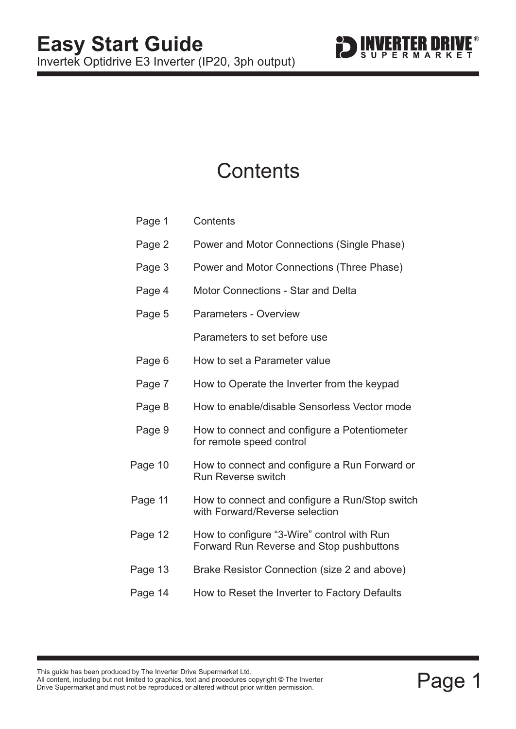# Easy Start Guide

Invertek Optidrive E3 Inverter (IP20, 3ph output)

## Contents

| | |
|---|---|
| Page 1 | Contents |
| Page 2 | Power and Motor Connections (Single Phase) |
| Page 3 | Power and Motor Connections (Three Phase) |
| Page 4 | Motor Connections - Star and Delta |
| Page 5 | Parameters - Overview |
| | Parameters to set before use |
| Page 6 | How to set a Parameter value |
| Page 7 | How to Operate the Inverter from the keypad |
| Page 8 | How to enable/disable Sensorless Vector mode |
| Page 9 | How to connect and configure a Potentiometer for remote speed control |
| Page 10 | How to connect and configure a Run Forward or Run Reverse switch |
| Page 11 | How to connect and configure a Run/Stop switch with Forward/Reverse selection |
| Page 12 | How to configure "3-Wire" control with Run Forward Run Reverse and Stop pushbuttons |
| Page 13 | Brake Resistor Connection (size 2 and above) |
| Page 14 | How to Reset the Inverter to Factory Defaults |

This guide has been produced by The Inverter Drive Supermarket Ltd.
All content, including but not limited to graphics, text and procedures copyright © The Inverter Drive Supermarket and must not be reproduced or altered without prior written permission.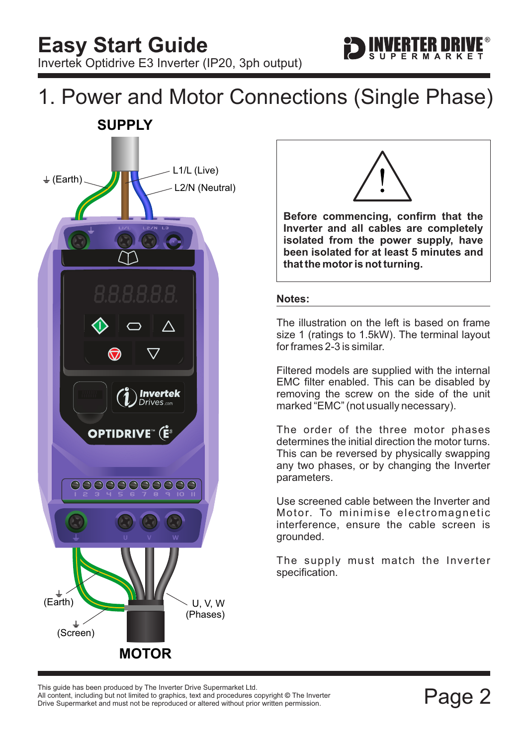# 1. Power and Motor Connections (Single Phase)

**SUPPLY**

⏚ (Earth)

L1/L (Live)

L2/N (Neutral)

⏚ (Earth)

⏚ (Screen)

U, V, W (Phases)

**MOTOR**

**Before commencing, confirm that the Inverter and all cables are completely isolated from the power supply, have been isolated for at least 5 minutes and that the motor is not turning.**

**Notes:**

The illustration on the left is based on frame size 1 (ratings to 1.5kW). The terminal layout for frames 2-3 is similar.

Filtered models are supplied with the internal EMC filter enabled. This can be disabled by removing the screw on the side of the unit marked "EMC" (not usually necessary).

The order of the three motor phases determines the initial direction the motor turns. This can be reversed by physically swapping any two phases, or by changing the Inverter parameters.

Use screened cable between the Inverter and Motor. To minimise electromagnetic interference, ensure the cable screen is grounded.

The supply must match the Inverter specification.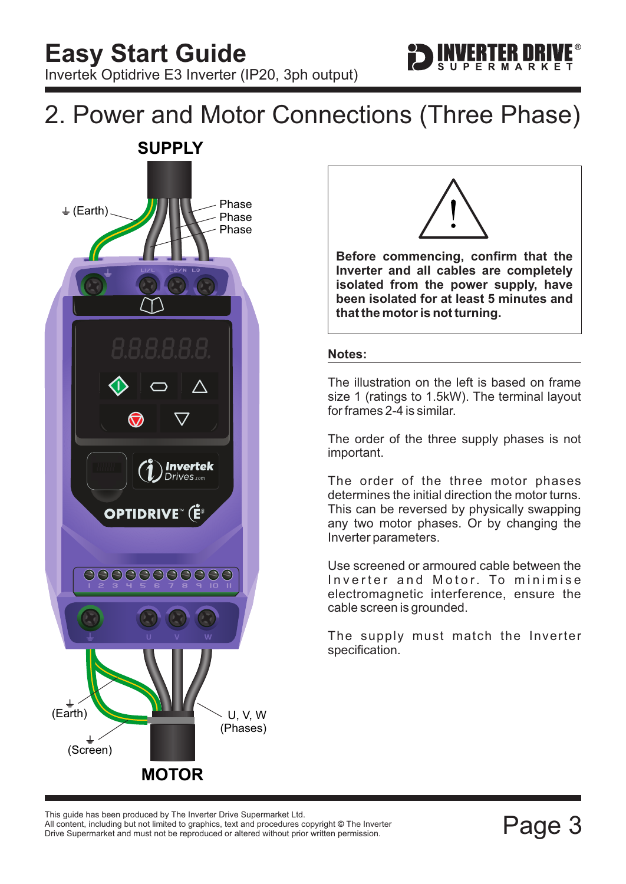# 2. Power and Motor Connections (Three Phase)

**SUPPLY**

⏚ (Earth)

Phase

Phase

Phase

⏚ (Earth)

⏚ (Screen)

U, V, W (Phases)

**MOTOR**

**Before commencing, confirm that the Inverter and all cables are completely isolated from the power supply, have been isolated for at least 5 minutes and that the motor is not turning.**

**Notes:**

The illustration on the left is based on frame size 1 (ratings to 1.5kW). The terminal layout for frames 2-4 is similar.

The order of the three supply phases is not important.

The order of the three motor phases determines the initial direction the motor turns. This can be reversed by physically swapping any two motor phases. Or by changing the Inverter parameters.

Use screened or armoured cable between the Inverter and Motor. To minimise electromagnetic interference, ensure the cable screen is grounded.

The supply must match the Inverter specification.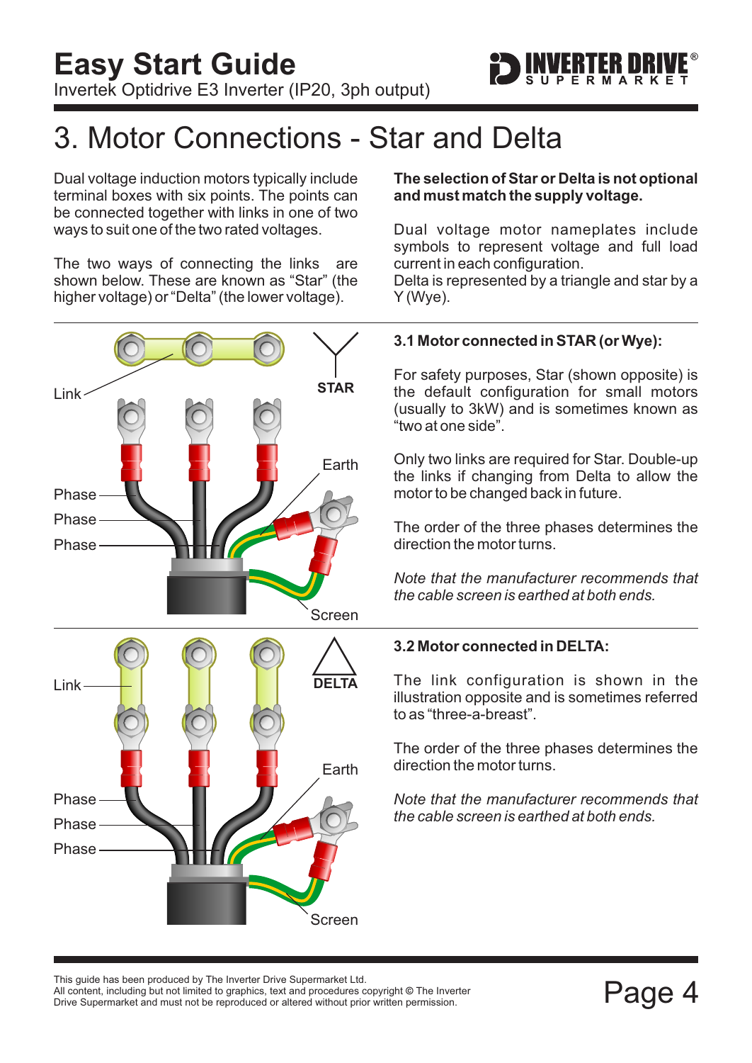# 3. Motor Connections - Star and Delta

Dual voltage induction motors typically include terminal boxes with six points. The points can be connected together with links in one of two ways to suit one of the two rated voltages.

The two ways of connecting the links are shown below. These are known as "Star" (the higher voltage) or "Delta" (the lower voltage).

**The selection of Star or Delta is not optional and must match the supply voltage.**

Dual voltage motor nameplates include symbols to represent voltage and full load current in each configuration.
Delta is represented by a triangle and star by a Y (Wye).

Link

STAR

Earth

Phase

Phase

Phase

Screen

### 3.1 Motor connected in STAR (or Wye):

For safety purposes, Star (shown opposite) is the default configuration for small motors (usually to 3kW) and is sometimes known as "two at one side".

Only two links are required for Star. Double-up the links if changing from Delta to allow the motor to be changed back in future.

The order of the three phases determines the direction the motor turns.

*Note that the manufacturer recommends that the cable screen is earthed at both ends.*

Link

DELTA

Earth

Phase

Phase

Phase

Screen

### 3.2 Motor connected in DELTA:

The link configuration is shown in the illustration opposite and is sometimes referred to as "three-a-breast".

The order of the three phases determines the direction the motor turns.

*Note that the manufacturer recommends that the cable screen is earthed at both ends.*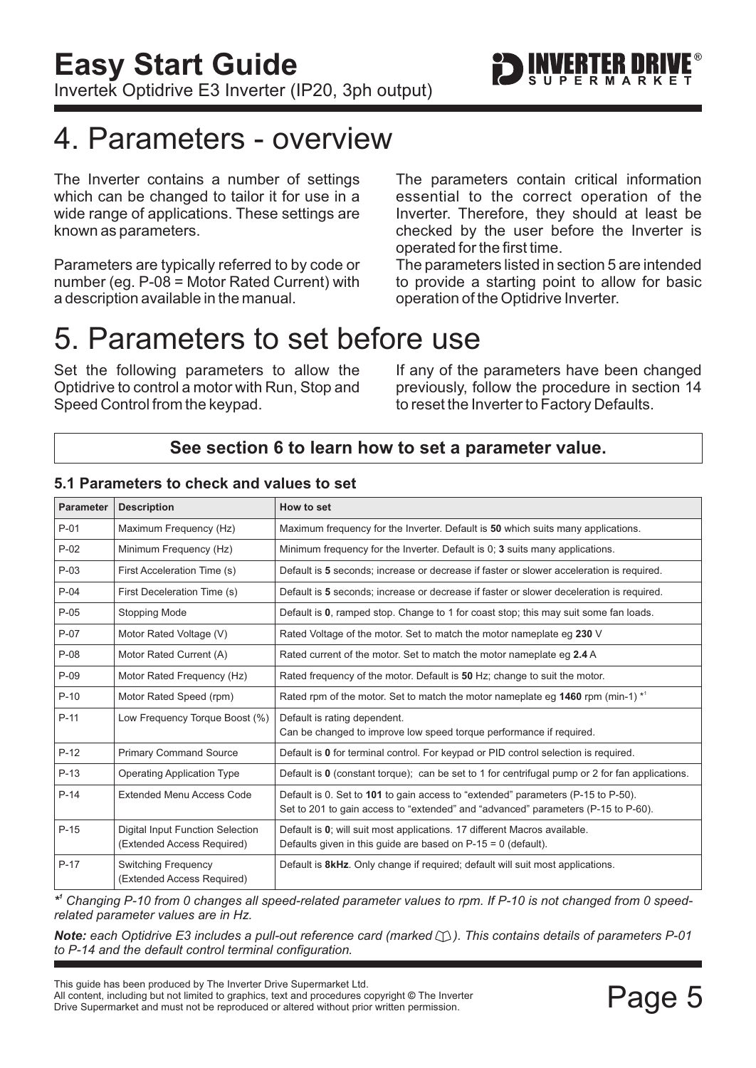# 4. Parameters - overview

The Inverter contains a number of settings which can be changed to tailor it for use in a wide range of applications. These settings are known as parameters.

Parameters are typically referred to by code or number (eg. P-08 = Motor Rated Current) with a description available in the manual.

The parameters contain critical information essential to the correct operation of the Inverter. Therefore, they should at least be checked by the user before the Inverter is operated for the first time.

The parameters listed in section 5 are intended to provide a starting point to allow for basic operation of the Optidrive Inverter.

# 5. Parameters to set before use

Set the following parameters to allow the Optidrive to control a motor with Run, Stop and Speed Control from the keypad.

If any of the parameters have been changed previously, follow the procedure in section 14 to reset the Inverter to Factory Defaults.

**See section 6 to learn how to set a parameter value.**

### 5.1 Parameters to check and values to set

| Parameter | Description | How to set |
|---|---|---|
| P-01 | Maximum Frequency (Hz) | Maximum frequency for the Inverter. Default is **50** which suits many applications. |
| P-02 | Minimum Frequency (Hz) | Minimum frequency for the Inverter. Default is 0; **3** suits many applications. |
| P-03 | First Acceleration Time (s) | Default is **5** seconds; increase or decrease if faster or slower acceleration is required. |
| P-04 | First Deceleration Time (s) | Default is **5** seconds; increase or decrease if faster or slower deceleration is required. |
| P-05 | Stopping Mode | Default is **0**, ramped stop. Change to 1 for coast stop; this may suit some fan loads. |
| P-07 | Motor Rated Voltage (V) | Rated Voltage of the motor. Set to match the motor nameplate eg **230** V |
| P-08 | Motor Rated Current (A) | Rated current of the motor. Set to match the motor nameplate eg **2.4** A |
| P-09 | Motor Rated Frequency (Hz) | Rated frequency of the motor. Default is **50** Hz; change to suit the motor. |
| P-10 | Motor Rated Speed (rpm) | Rated rpm of the motor. Set to match the motor nameplate eg **1460** rpm (min-1) *[1] |
| P-11 | Low Frequency Torque Boost (%) | Default is rating dependent. Can be changed to improve low speed torque performance if required. |
| P-12 | Primary Command Source | Default is **0** for terminal control. For keypad or PID control selection is required. |
| P-13 | Operating Application Type | Default is **0** (constant torque); can be set to 1 for centrifugal pump or 2 for fan applications. |
| P-14 | Extended Menu Access Code | Default is 0. Set to **101** to gain access to "extended" parameters (P-15 to P-50). Set to 201 to gain access to "extended" and "advanced" parameters (P-15 to P-60). |
| P-15 | Digital Input Function Selection (Extended Access Required) | Default is **0**; will suit most applications. 17 different Macros available. Defaults given in this guide are based on P-15 = 0 (default). |
| P-17 | Switching Frequency (Extended Access Required) | Default is **8kHz**. Only change if required; default will suit most applications. |

*\*[1] Changing P-10 from 0 changes all speed-related parameter values to rpm. If P-10 is not changed from 0 speed-related parameter values are in Hz.*

***Note:** each Optidrive E3 includes a pull-out reference card (marked 📖). This contains details of parameters P-01 to P-14 and the default control terminal configuration.*

This guide has been produced by The Inverter Drive Supermarket Ltd.
All content, including but not limited to graphics, text and procedures copyright © The Inverter Drive Supermarket and must not be reproduced or altered without prior written permission.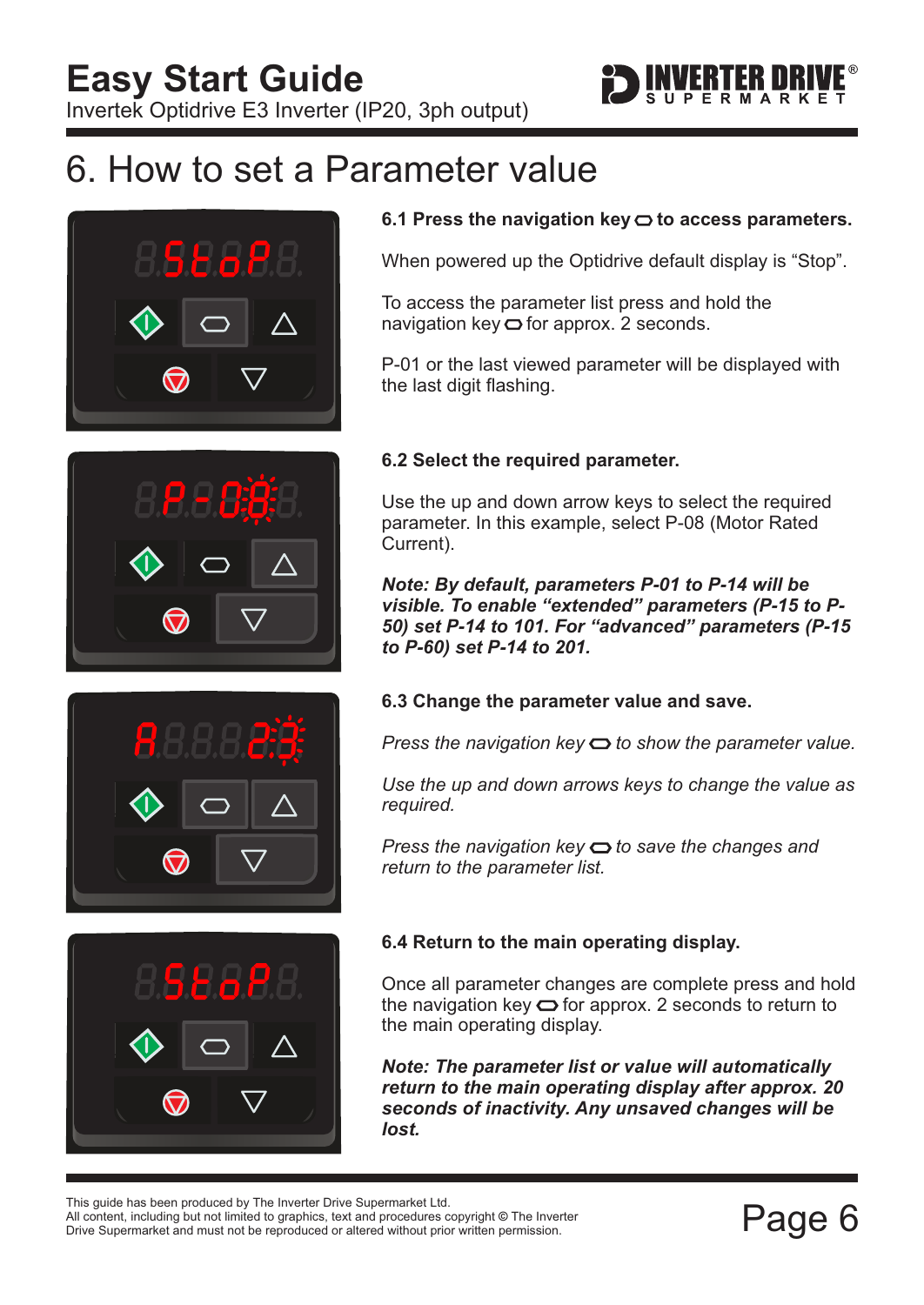# 6. How to set a Parameter value

**6.1 Press the navigation key ⬭ to access parameters.**

When powered up the Optidrive default display is “Stop”.

To access the parameter list press and hold the navigation key ⬭ for approx. 2 seconds.

P-01 or the last viewed parameter will be displayed with the last digit flashing.

**6.2 Select the required parameter.**

Use the up and down arrow keys to select the required parameter. In this example, select P-08 (Motor Rated Current).

***Note: By default, parameters P-01 to P-14 will be visible. To enable “extended” parameters (P-15 to P-50) set P-14 to 101. For “advanced” parameters (P-15 to P-60) set P-14 to 201.***

**6.3 Change the parameter value and save.**

*Press the navigation key ⬭ to show the parameter value.*

*Use the up and down arrows keys to change the value as required.*

*Press the navigation key ⬭ to save the changes and return to the parameter list.*

**6.4 Return to the main operating display.**

Once all parameter changes are complete press and hold the navigation key ⬭ for approx. 2 seconds to return to the main operating display.

***Note: The parameter list or value will automatically return to the main operating display after approx. 20 seconds of inactivity. Any unsaved changes will be lost.***

This guide has been produced by The Inverter Drive Supermarket Ltd.
All content, including but not limited to graphics, text and procedures copyright © The Inverter Drive Supermarket and must not be reproduced or altered without prior written permission.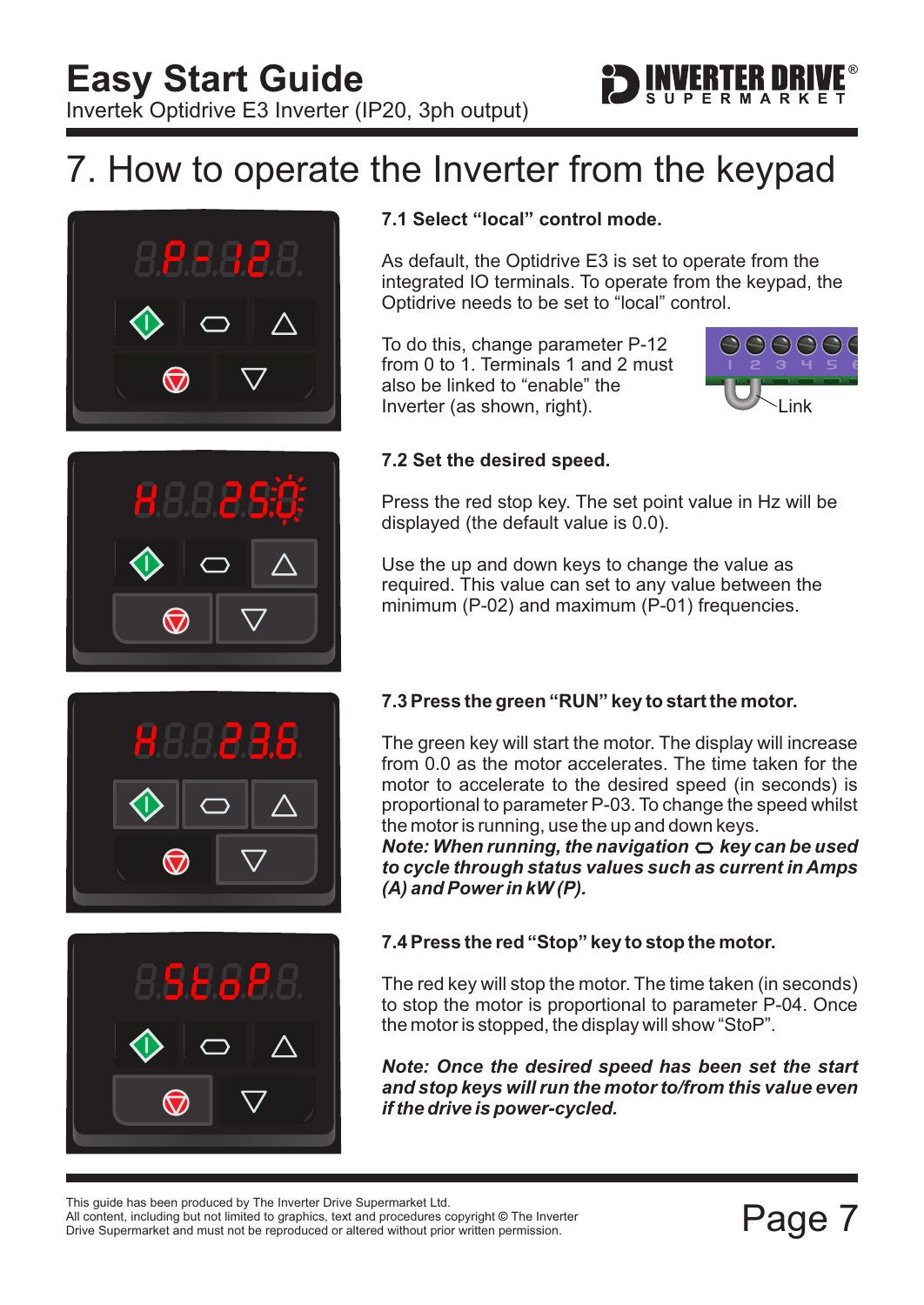# 7. How to operate the Inverter from the keypad

### 7.1 Select "local" control mode.

As default, the Optidrive E3 is set to operate from the integrated IO terminals. To operate from the keypad, the Optidrive needs to be set to "local" control.

To do this, change parameter P-12 from 0 to 1. Terminals 1 and 2 must also be linked to "enable" the Inverter (as shown, right).

Link

### 7.2 Set the desired speed.

Press the red stop key. The set point value in Hz will be displayed (the default value is 0.0).

Use the up and down keys to change the value as required. This value can set to any value between the minimum (P-02) and maximum (P-01) frequencies.

### 7.3 Press the green "RUN" key to start the motor.

The green key will start the motor. The display will increase from 0.0 as the motor accelerates. The time taken for the motor to accelerate to the desired speed (in seconds) is proportional to parameter P-03. To change the speed whilst the motor is running, use the up and down keys.

***Note: When running, the navigation ⬭ key can be used to cycle through status values such as current in Amps (A) and Power in kW (P).***

### 7.4 Press the red "Stop" key to stop the motor.

The red key will stop the motor. The time taken (in seconds) to stop the motor is proportional to parameter P-04. Once the motor is stopped, the display will show "StoP".

***Note: Once the desired speed has been set the start and stop keys will run the motor to/from this value even if the drive is power-cycled.***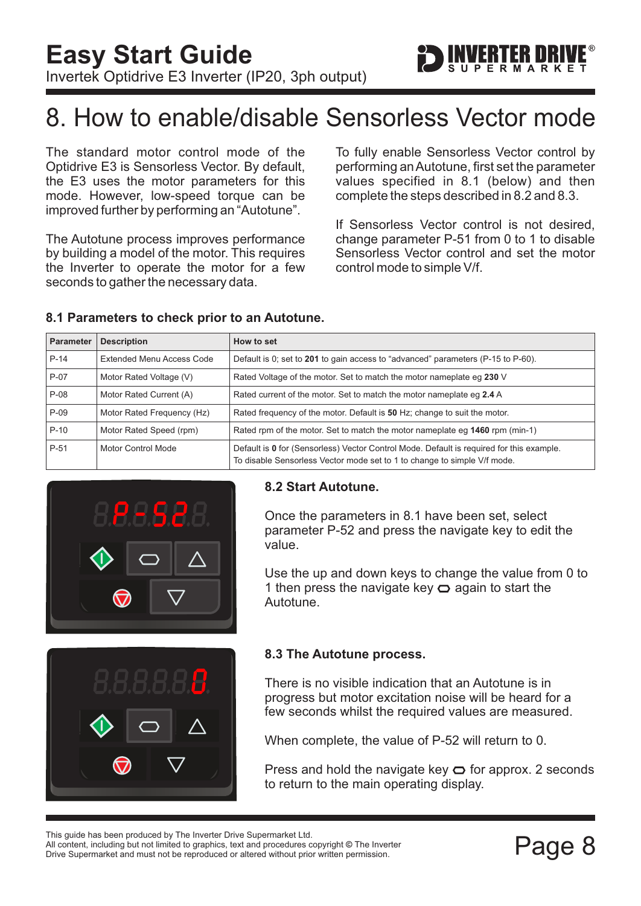# 8. How to enable/disable Sensorless Vector mode

The standard motor control mode of the Optidrive E3 is Sensorless Vector. By default, the E3 uses the motor parameters for this mode. However, low-speed torque can be improved further by performing an "Autotune".

The Autotune process improves performance by building a model of the motor. This requires the Inverter to operate the motor for a few seconds to gather the necessary data.

To fully enable Sensorless Vector control by performing an Autotune, first set the parameter values specified in 8.1 (below) and then complete the steps described in 8.2 and 8.3.

If Sensorless Vector control is not desired, change parameter P-51 from 0 to 1 to disable Sensorless Vector control and set the motor control mode to simple V/f.

### 8.1 Parameters to check prior to an Autotune.

| Parameter | Description | How to set |
|---|---|---|
| P-14 | Extended Menu Access Code | Default is 0; set to **201** to gain access to "advanced" parameters (P-15 to P-60). |
| P-07 | Motor Rated Voltage (V) | Rated Voltage of the motor. Set to match the motor nameplate eg **230** V |
| P-08 | Motor Rated Current (A) | Rated current of the motor. Set to match the motor nameplate eg **2.4** A |
| P-09 | Motor Rated Frequency (Hz) | Rated frequency of the motor. Default is **50** Hz; change to suit the motor. |
| P-10 | Motor Rated Speed (rpm) | Rated rpm of the motor. Set to match the motor nameplate eg **1460** rpm (min-1) |
| P-51 | Motor Control Mode | Default is **0** for (Sensorless) Vector Control Mode. Default is required for this example. To disable Sensorless Vector mode set to 1 to change to simple V/f mode. |

### 8.2 Start Autotune.

Once the parameters in 8.1 have been set, select parameter P-52 and press the navigate key to edit the value.

Use the up and down keys to change the value from 0 to 1 then press the navigate key ⬭ again to start the Autotune.

### 8.3 The Autotune process.

There is no visible indication that an Autotune is in progress but motor excitation noise will be heard for a few seconds whilst the required values are measured.

When complete, the value of P-52 will return to 0.

Press and hold the navigate key ⬭ for approx. 2 seconds to return to the main operating display.

This guide has been produced by The Inverter Drive Supermarket Ltd.
All content, including but not limited to graphics, text and procedures copyright © The Inverter Drive Supermarket and must not be reproduced or altered without prior written permission.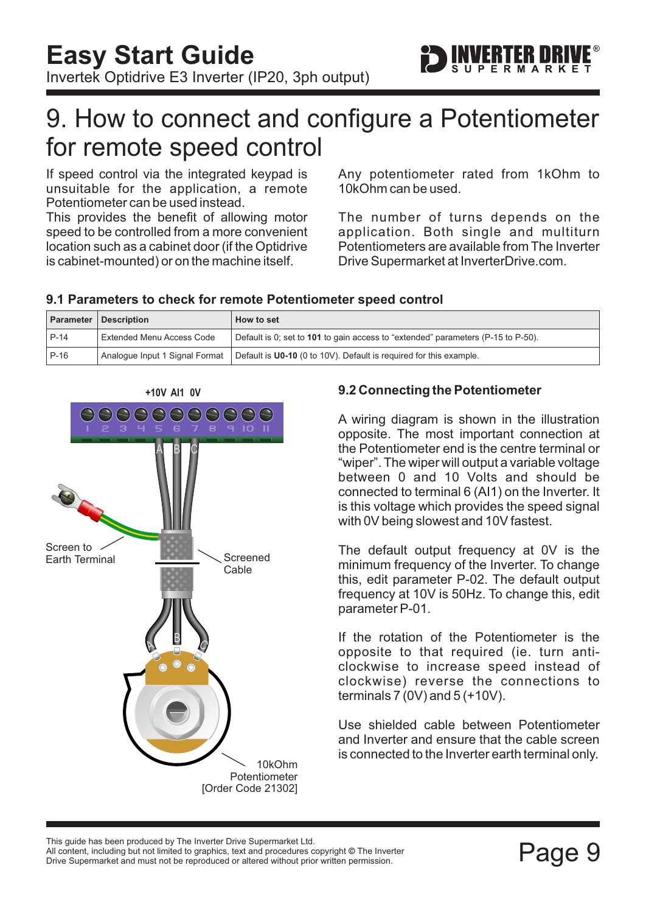# 9. How to connect and configure a Potentiometer for remote speed control

If speed control via the integrated keypad is unsuitable for the application, a remote Potentiometer can be used instead.
This provides the benefit of allowing motor speed to be controlled from a more convenient location such as a cabinet door (if the Optidrive is cabinet-mounted) or on the machine itself.

Any potentiometer rated from 1kOhm to 10kOhm can be used.

The number of turns depends on the application. Both single and multiturn Potentiometers are available from The Inverter Drive Supermarket at InverterDrive.com.

### 9.1 Parameters to check for remote Potentiometer speed control

| Parameter | Description | How to set |
|---|---|---|
| P-14 | Extended Menu Access Code | Default is 0; set to **101** to gain access to “extended” parameters (P-15 to P-50). |
| P-16 | Analogue Input 1 Signal Format | Default is **U0-10** (0 to 10V). Default is required for this example. |

+10V AI1 0V

1 2 3 4 5 6 7 8 9 10 11

A B C

Screen to Earth Terminal

Screened Cable

10kOhm Potentiometer [Order Code 21302]

### 9.2 Connecting the Potentiometer

A wiring diagram is shown in the illustration opposite. The most important connection at the Potentiometer end is the centre terminal or “wiper”. The wiper will output a variable voltage between 0 and 10 Volts and should be connected to terminal 6 (AI1) on the Inverter. It is this voltage which provides the speed signal with 0V being slowest and 10V fastest.

The default output frequency at 0V is the minimum frequency of the Inverter. To change this, edit parameter P-02. The default output frequency at 10V is 50Hz. To change this, edit parameter P-01.

If the rotation of the Potentiometer is the opposite to that required (ie. turn anti-clockwise to increase speed instead of clockwise) reverse the connections to terminals 7 (0V) and 5 (+10V).

Use shielded cable between Potentiometer and Inverter and ensure that the cable screen is connected to the Inverter earth terminal only.

This guide has been produced by The Inverter Drive Supermarket Ltd.
All content, including but not limited to graphics, text and procedures copyright © The Inverter Drive Supermarket and must not be reproduced or altered without prior written permission.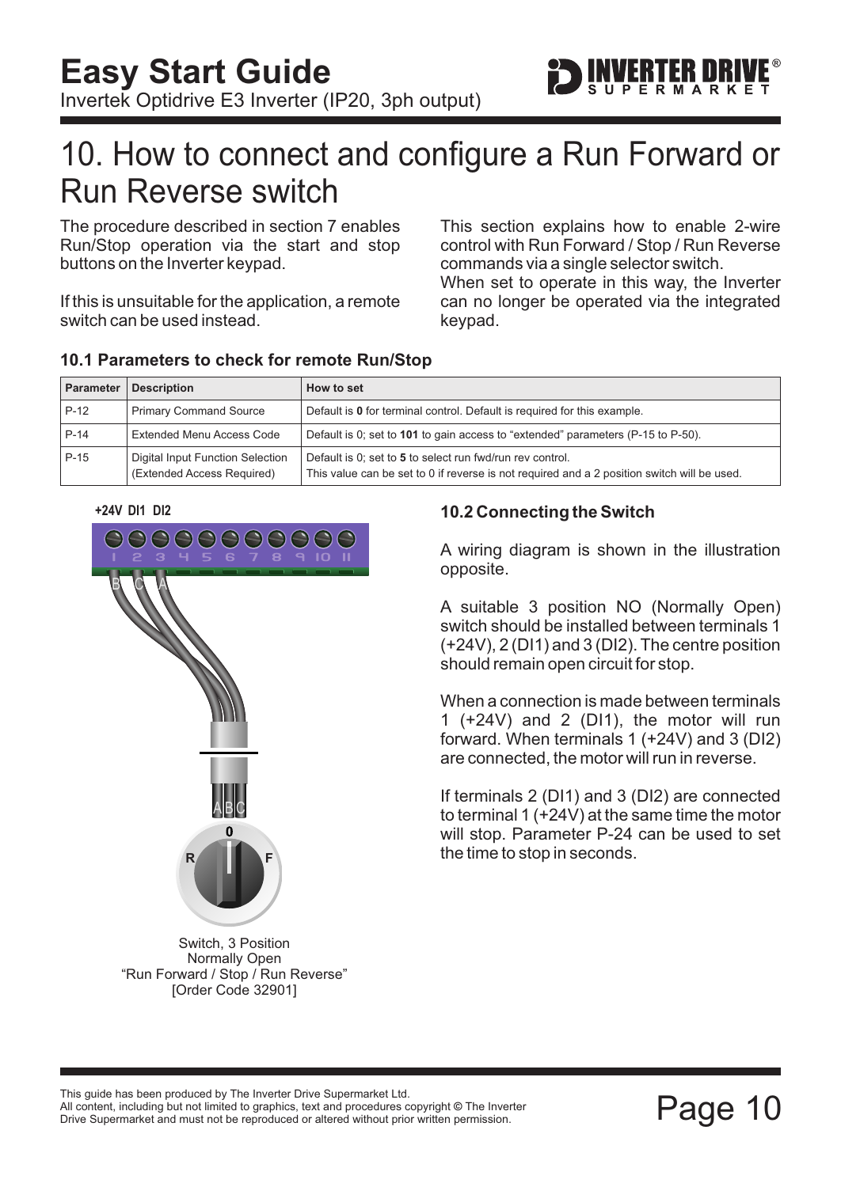# 10. How to connect and configure a Run Forward or Run Reverse switch

The procedure described in section 7 enables Run/Stop operation via the start and stop buttons on the Inverter keypad.

If this is unsuitable for the application, a remote switch can be used instead.

This section explains how to enable 2-wire control with Run Forward / Stop / Run Reverse commands via a single selector switch.
When set to operate in this way, the Inverter can no longer be operated via the integrated keypad.

### 10.1 Parameters to check for remote Run/Stop

| Parameter | Description | How to set |
|---|---|---|
| P-12 | Primary Command Source | Default is **0** for terminal control. Default is required for this example. |
| P-14 | Extended Menu Access Code | Default is 0; set to **101** to gain access to "extended" parameters (P-15 to P-50). |
| P-15 | Digital Input Function Selection (Extended Access Required) | Default is 0; set to **5** to select run fwd/run rev control. This value can be set to 0 if reverse is not required and a 2 position switch will be used. |

+24V DI1 DI2

Switch, 3 Position
Normally Open
"Run Forward / Stop / Run Reverse"
[Order Code 32901]

### 10.2 Connecting the Switch

A wiring diagram is shown in the illustration opposite.

A suitable 3 position NO (Normally Open) switch should be installed between terminals 1 (+24V), 2 (DI1) and 3 (DI2). The centre position should remain open circuit for stop.

When a connection is made between terminals 1 (+24V) and 2 (DI1), the motor will run forward. When terminals 1 (+24V) and 3 (DI2) are connected, the motor will run in reverse.

If terminals 2 (DI1) and 3 (DI2) are connected to terminal 1 (+24V) at the same time the motor will stop. Parameter P-24 can be used to set the time to stop in seconds.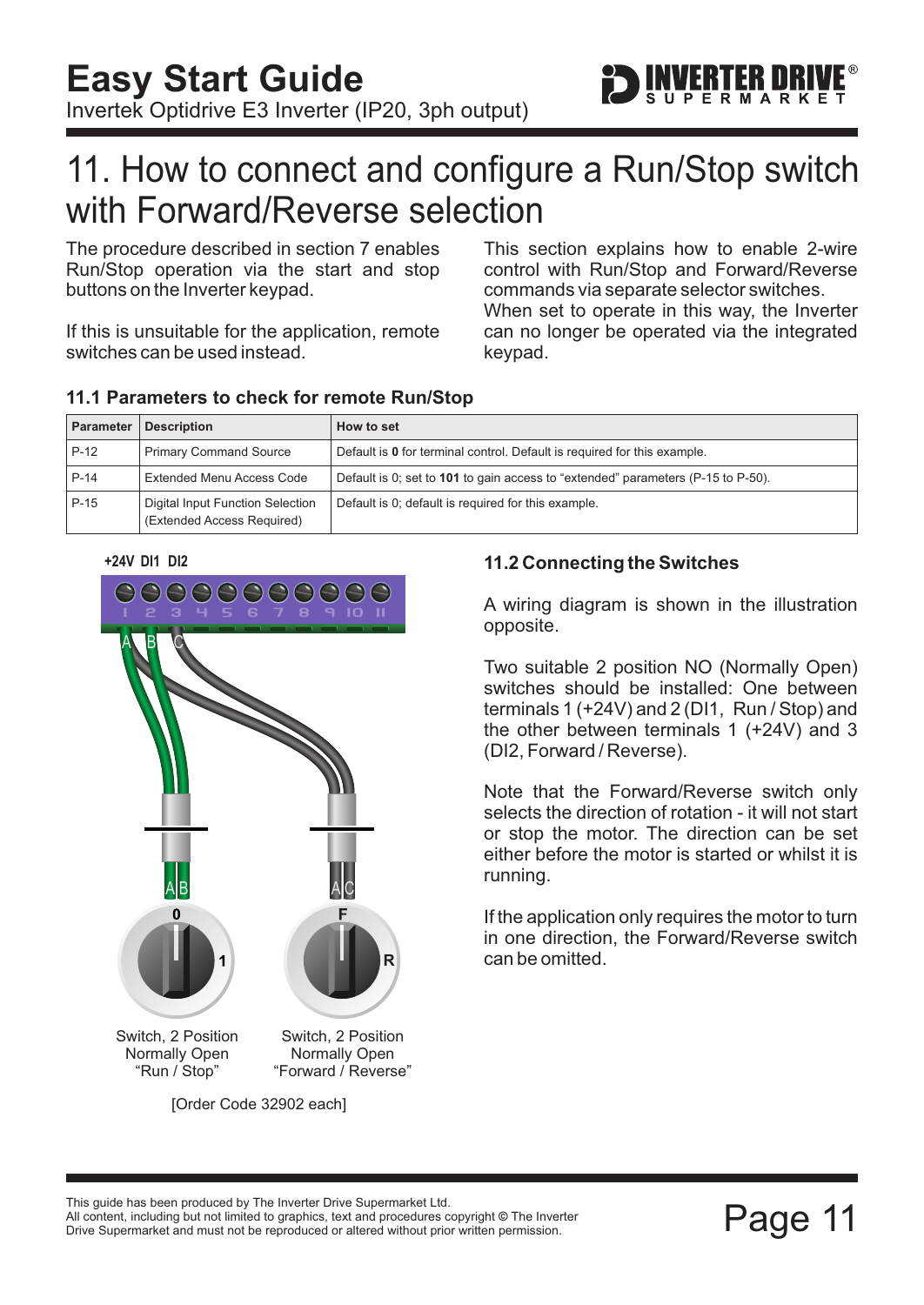# 11. How to connect and configure a Run/Stop switch with Forward/Reverse selection

The procedure described in section 7 enables Run/Stop operation via the start and stop buttons on the Inverter keypad.

If this is unsuitable for the application, remote switches can be used instead.

This section explains how to enable 2-wire control with Run/Stop and Forward/Reverse commands via separate selector switches. When set to operate in this way, the Inverter can no longer be operated via the integrated keypad.

### 11.1 Parameters to check for remote Run/Stop

| Parameter | Description | How to set |
|---|---|---|
| P-12 | Primary Command Source | Default is **0** for terminal control. Default is required for this example. |
| P-14 | Extended Menu Access Code | Default is 0; set to **101** to gain access to "extended" parameters (P-15 to P-50). |
| P-15 | Digital Input Function Selection (Extended Access Required) | Default is 0; default is required for this example. |

+24V DI1 DI2

1 2 3 4 5 6 7 8 9 10 11

A B C

A B — Switch, 2 Position Normally Open "Run / Stop" (0 / 1)

A C — Switch, 2 Position Normally Open "Forward / Reverse" (F / R)

[Order Code 32902 each]

### 11.2 Connecting the Switches

A wiring diagram is shown in the illustration opposite.

Two suitable 2 position NO (Normally Open) switches should be installed: One between terminals 1 (+24V) and 2 (DI1, Run / Stop) and the other between terminals 1 (+24V) and 3 (DI2, Forward / Reverse).

Note that the Forward/Reverse switch only selects the direction of rotation - it will not start or stop the motor. The direction can be set either before the motor is started or whilst it is running.

If the application only requires the motor to turn in one direction, the Forward/Reverse switch can be omitted.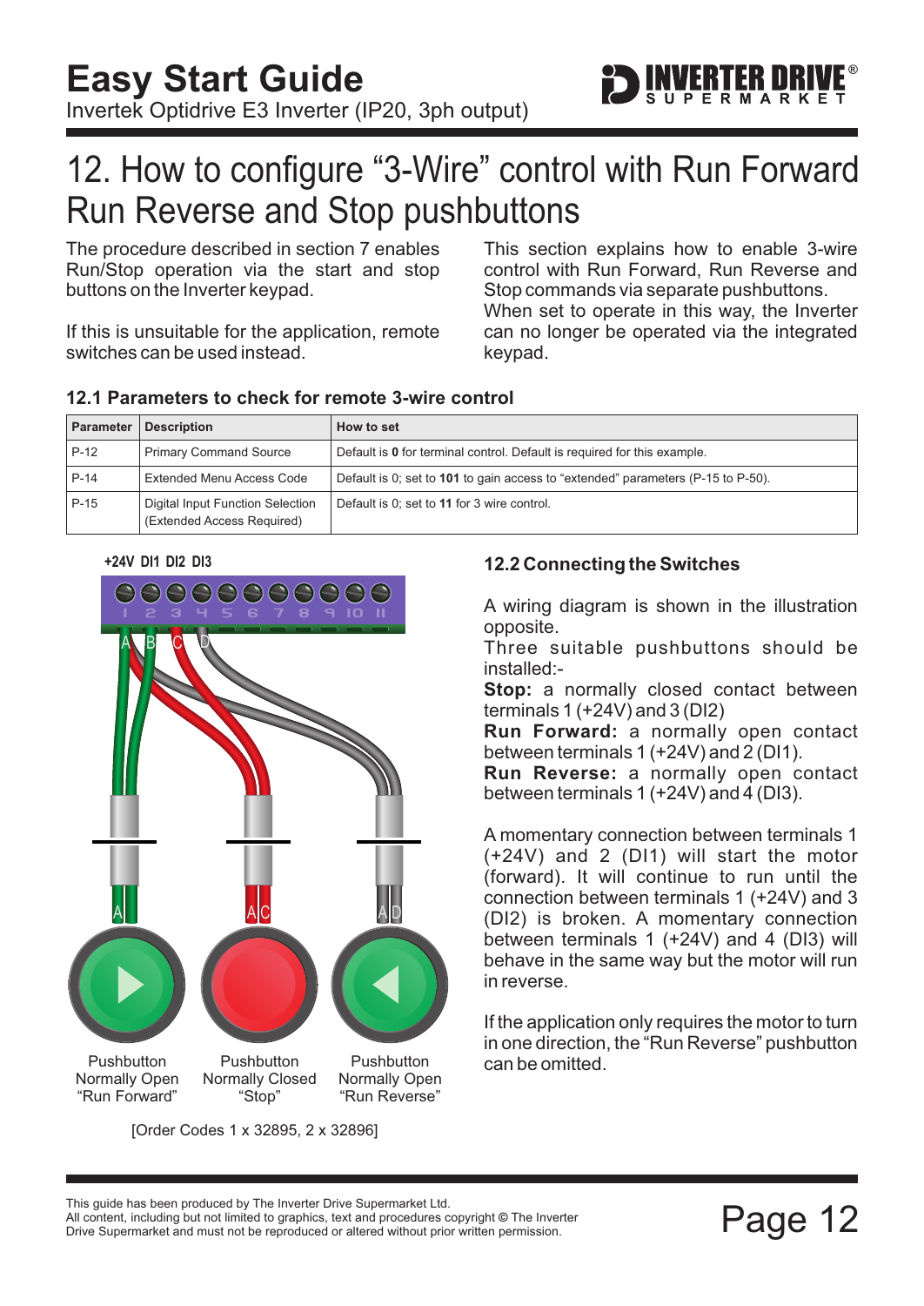# 12. How to configure “3-Wire” control with Run Forward Run Reverse and Stop pushbuttons

The procedure described in section 7 enables Run/Stop operation via the start and stop buttons on the Inverter keypad.

If this is unsuitable for the application, remote switches can be used instead.

This section explains how to enable 3-wire control with Run Forward, Run Reverse and Stop commands via separate pushbuttons. When set to operate in this way, the Inverter can no longer be operated via the integrated keypad.

### 12.1 Parameters to check for remote 3-wire control

| Parameter | Description | How to set |
|---|---|---|
| P-12 | Primary Command Source | Default is **0** for terminal control. Default is required for this example. |
| P-14 | Extended Menu Access Code | Default is 0; set to **101** to gain access to “extended” parameters (P-15 to P-50). |
| P-15 | Digital Input Function Selection (Extended Access Required) | Default is 0; set to **11** for 3 wire control. |

+24V DI1 DI2 DI3

Pushbutton Normally Open “Run Forward”

Pushbutton Normally Closed “Stop”

Pushbutton Normally Open “Run Reverse”

[Order Codes 1 x 32895, 2 x 32896]

### 12.2 Connecting the Switches

A wiring diagram is shown in the illustration opposite.

Three suitable pushbuttons should be installed:-

**Stop:** a normally closed contact between terminals 1 (+24V) and 3 (DI2)

**Run Forward:** a normally open contact between terminals 1 (+24V) and 2 (DI1).

**Run Reverse:** a normally open contact between terminals 1 (+24V) and 4 (DI3).

A momentary connection between terminals 1 (+24V) and 2 (DI1) will start the motor (forward). It will continue to run until the connection between terminals 1 (+24V) and 3 (DI2) is broken. A momentary connection between terminals 1 (+24V) and 4 (DI3) will behave in the same way but the motor will run in reverse.

If the application only requires the motor to turn in one direction, the “Run Reverse” pushbutton can be omitted.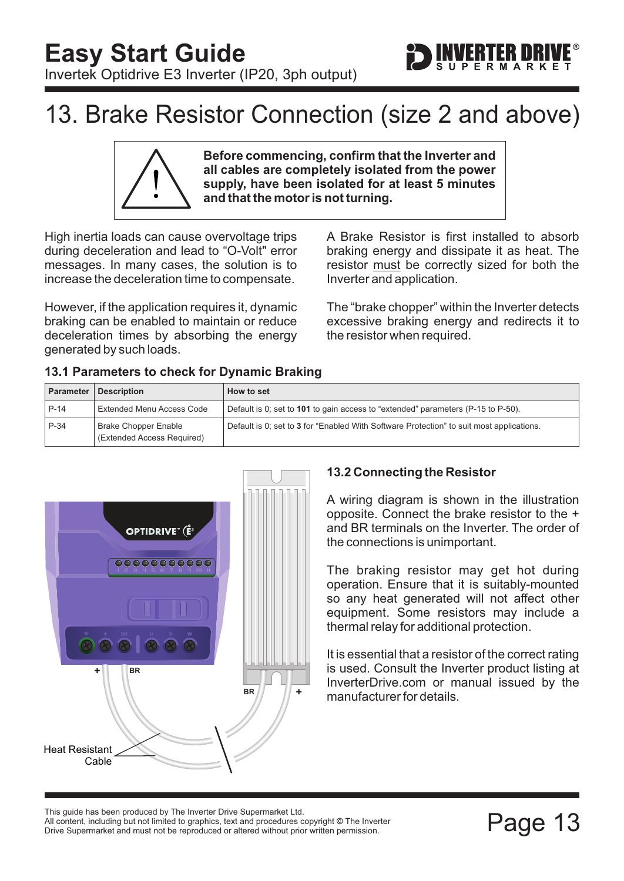# 13. Brake Resistor Connection (size 2 and above)

**Before commencing, confirm that the Inverter and all cables are completely isolated from the power supply, have been isolated for at least 5 minutes and that the motor is not turning.**

High inertia loads can cause overvoltage trips during deceleration and lead to "O-Volt" error messages. In many cases, the solution is to increase the deceleration time to compensate.

However, if the application requires it, dynamic braking can be enabled to maintain or reduce deceleration times by absorbing the energy generated by such loads.

A Brake Resistor is first installed to absorb braking energy and dissipate it as heat. The resistor must be correctly sized for both the Inverter and application.

The "brake chopper" within the Inverter detects excessive braking energy and redirects it to the resistor when required.

### 13.1 Parameters to check for Dynamic Braking

| Parameter | Description | How to set |
|---|---|---|
| P-14 | Extended Menu Access Code | Default is 0; set to **101** to gain access to "extended" parameters (P-15 to P-50). |
| P-34 | Brake Chopper Enable (Extended Access Required) | Default is 0; set to **3** for "Enabled With Software Protection" to suit most applications. |

Heat Resistant Cable

### 13.2 Connecting the Resistor

A wiring diagram is shown in the illustration opposite. Connect the brake resistor to the + and BR terminals on the Inverter. The order of the connections is unimportant.

The braking resistor may get hot during operation. Ensure that it is suitably-mounted so any heat generated will not affect other equipment. Some resistors may include a thermal relay for additional protection.

It is essential that a resistor of the correct rating is used. Consult the Inverter product listing at InverterDrive.com or manual issued by the manufacturer for details.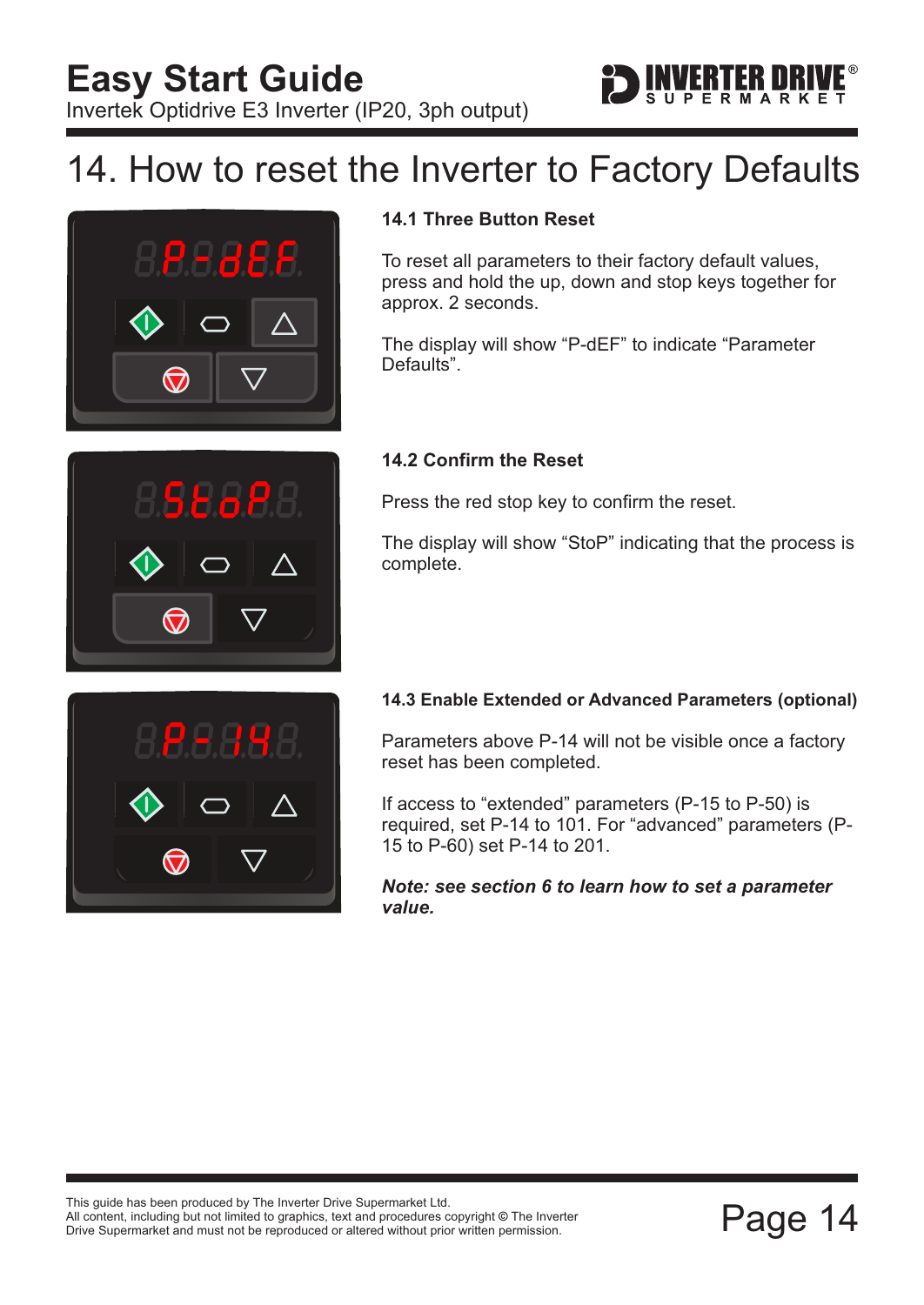# 14. How to reset the Inverter to Factory Defaults

### 14.1 Three Button Reset

To reset all parameters to their factory default values, press and hold the up, down and stop keys together for approx. 2 seconds.

The display will show “P-dEF” to indicate “Parameter Defaults”.

### 14.2 Confirm the Reset

Press the red stop key to confirm the reset.

The display will show “StoP” indicating that the process is complete.

### 14.3 Enable Extended or Advanced Parameters (optional)

Parameters above P-14 will not be visible once a factory reset has been completed.

If access to “extended” parameters (P-15 to P-50) is required, set P-14 to 101. For “advanced” parameters (P-15 to P-60) set P-14 to 201.

***Note: see section 6 to learn how to set a parameter value.***